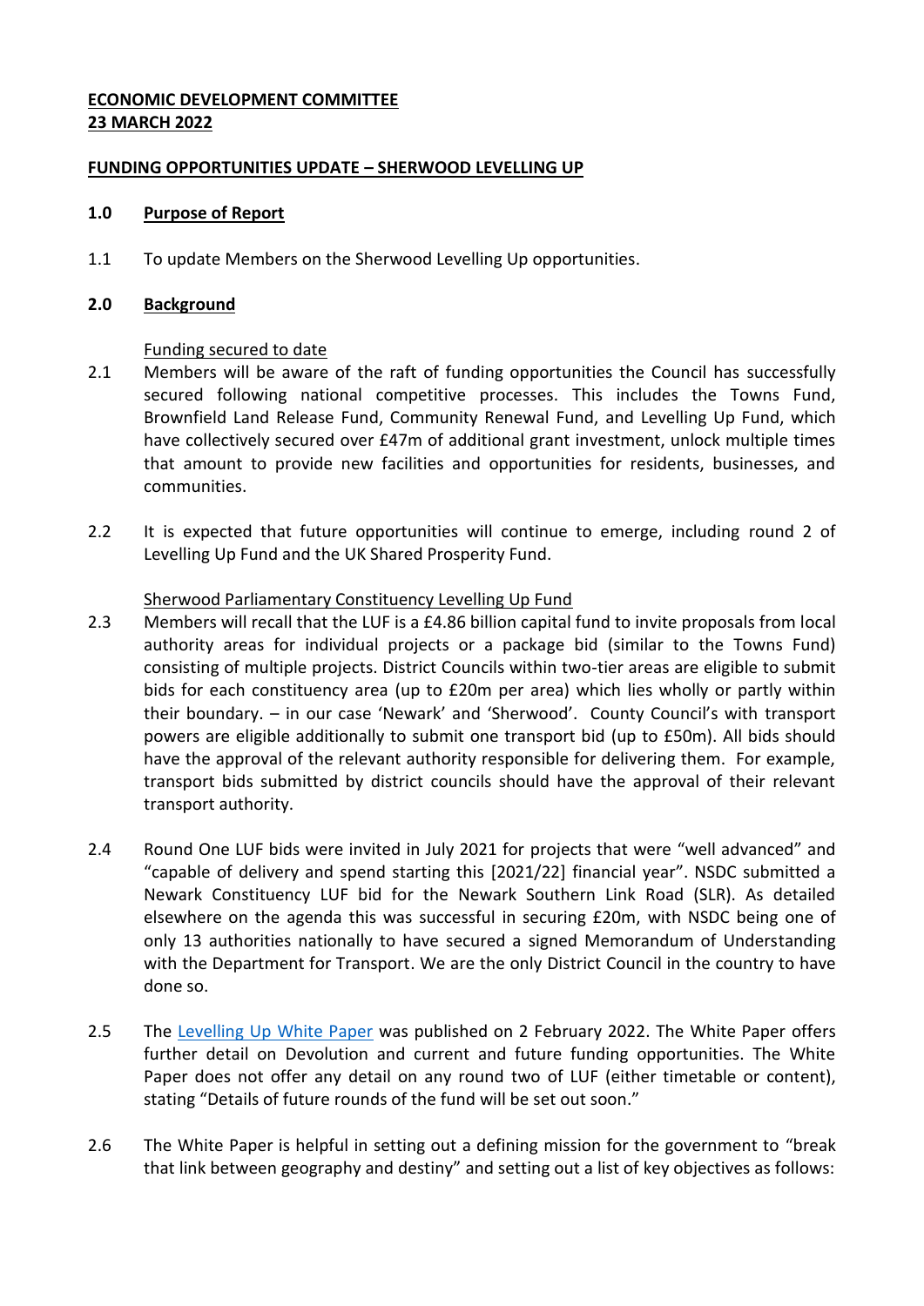**ECONOMIC DEVELOPMENT COMMITTEE**
**23 MARCH 2022**

**FUNDING OPPORTUNITIES UPDATE – SHERWOOD LEVELLING UP**

## 1.0 Purpose of Report

1.1 To update Members on the Sherwood Levelling Up opportunities.

## 2.0 Background

Funding secured to date

2.1 Members will be aware of the raft of funding opportunities the Council has successfully secured following national competitive processes. This includes the Towns Fund, Brownfield Land Release Fund, Community Renewal Fund, and Levelling Up Fund, which have collectively secured over £47m of additional grant investment, unlock multiple times that amount to provide new facilities and opportunities for residents, businesses, and communities.

2.2 It is expected that future opportunities will continue to emerge, including round 2 of Levelling Up Fund and the UK Shared Prosperity Fund.

Sherwood Parliamentary Constituency Levelling Up Fund

2.3 Members will recall that the LUF is a £4.86 billion capital fund to invite proposals from local authority areas for individual projects or a package bid (similar to the Towns Fund) consisting of multiple projects. District Councils within two-tier areas are eligible to submit bids for each constituency area (up to £20m per area) which lies wholly or partly within their boundary. – in our case 'Newark' and 'Sherwood'. County Council's with transport powers are eligible additionally to submit one transport bid (up to £50m). All bids should have the approval of the relevant authority responsible for delivering them. For example, transport bids submitted by district councils should have the approval of their relevant transport authority.

2.4 Round One LUF bids were invited in July 2021 for projects that were "well advanced" and "capable of delivery and spend starting this [2021/22] financial year". NSDC submitted a Newark Constituency LUF bid for the Newark Southern Link Road (SLR). As detailed elsewhere on the agenda this was successful in securing £20m, with NSDC being one of only 13 authorities nationally to have secured a signed Memorandum of Understanding with the Department for Transport. We are the only District Council in the country to have done so.

2.5 The Levelling Up White Paper was published on 2 February 2022. The White Paper offers further detail on Devolution and current and future funding opportunities. The White Paper does not offer any detail on any round two of LUF (either timetable or content), stating "Details of future rounds of the fund will be set out soon."

2.6 The White Paper is helpful in setting out a defining mission for the government to "break that link between geography and destiny" and setting out a list of key objectives as follows: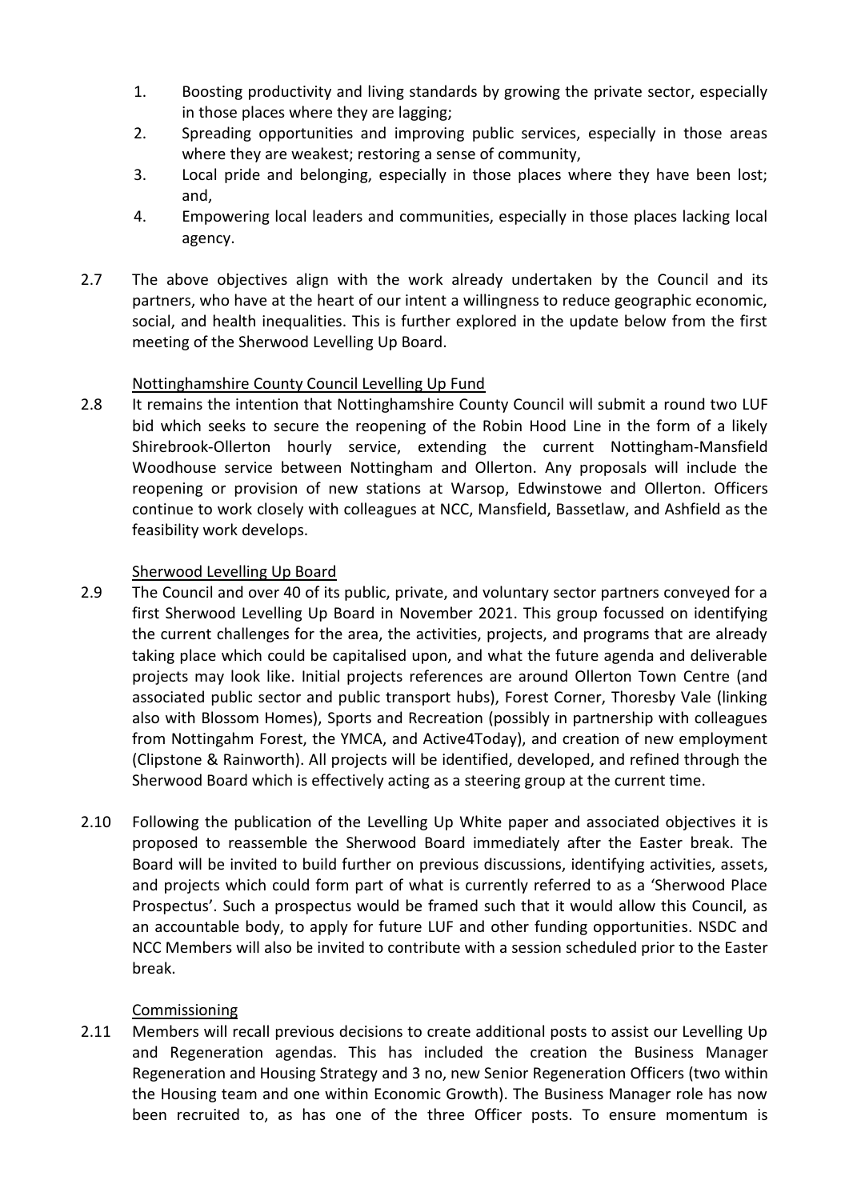1. Boosting productivity and living standards by growing the private sector, especially in those places where they are lagging;
2. Spreading opportunities and improving public services, especially in those areas where they are weakest; restoring a sense of community,
3. Local pride and belonging, especially in those places where they have been lost; and,
4. Empowering local leaders and communities, especially in those places lacking local agency.

2.7 The above objectives align with the work already undertaken by the Council and its partners, who have at the heart of our intent a willingness to reduce geographic economic, social, and health inequalities. This is further explored in the update below from the first meeting of the Sherwood Levelling Up Board.

Nottinghamshire County Council Levelling Up Fund

2.8 It remains the intention that Nottinghamshire County Council will submit a round two LUF bid which seeks to secure the reopening of the Robin Hood Line in the form of a likely Shirebrook-Ollerton hourly service, extending the current Nottingham-Mansfield Woodhouse service between Nottingham and Ollerton. Any proposals will include the reopening or provision of new stations at Warsop, Edwinstowe and Ollerton. Officers continue to work closely with colleagues at NCC, Mansfield, Bassetlaw, and Ashfield as the feasibility work develops.

Sherwood Levelling Up Board

2.9 The Council and over 40 of its public, private, and voluntary sector partners conveyed for a first Sherwood Levelling Up Board in November 2021. This group focussed on identifying the current challenges for the area, the activities, projects, and programs that are already taking place which could be capitalised upon, and what the future agenda and deliverable projects may look like. Initial projects references are around Ollerton Town Centre (and associated public sector and public transport hubs), Forest Corner, Thoresby Vale (linking also with Blossom Homes), Sports and Recreation (possibly in partnership with colleagues from Nottingahm Forest, the YMCA, and Active4Today), and creation of new employment (Clipstone & Rainworth). All projects will be identified, developed, and refined through the Sherwood Board which is effectively acting as a steering group at the current time.

2.10 Following the publication of the Levelling Up White paper and associated objectives it is proposed to reassemble the Sherwood Board immediately after the Easter break. The Board will be invited to build further on previous discussions, identifying activities, assets, and projects which could form part of what is currently referred to as a 'Sherwood Place Prospectus'. Such a prospectus would be framed such that it would allow this Council, as an accountable body, to apply for future LUF and other funding opportunities. NSDC and NCC Members will also be invited to contribute with a session scheduled prior to the Easter break.

Commissioning

2.11 Members will recall previous decisions to create additional posts to assist our Levelling Up and Regeneration agendas. This has included the creation the Business Manager Regeneration and Housing Strategy and 3 no, new Senior Regeneration Officers (two within the Housing team and one within Economic Growth). The Business Manager role has now been recruited to, as has one of the three Officer posts. To ensure momentum is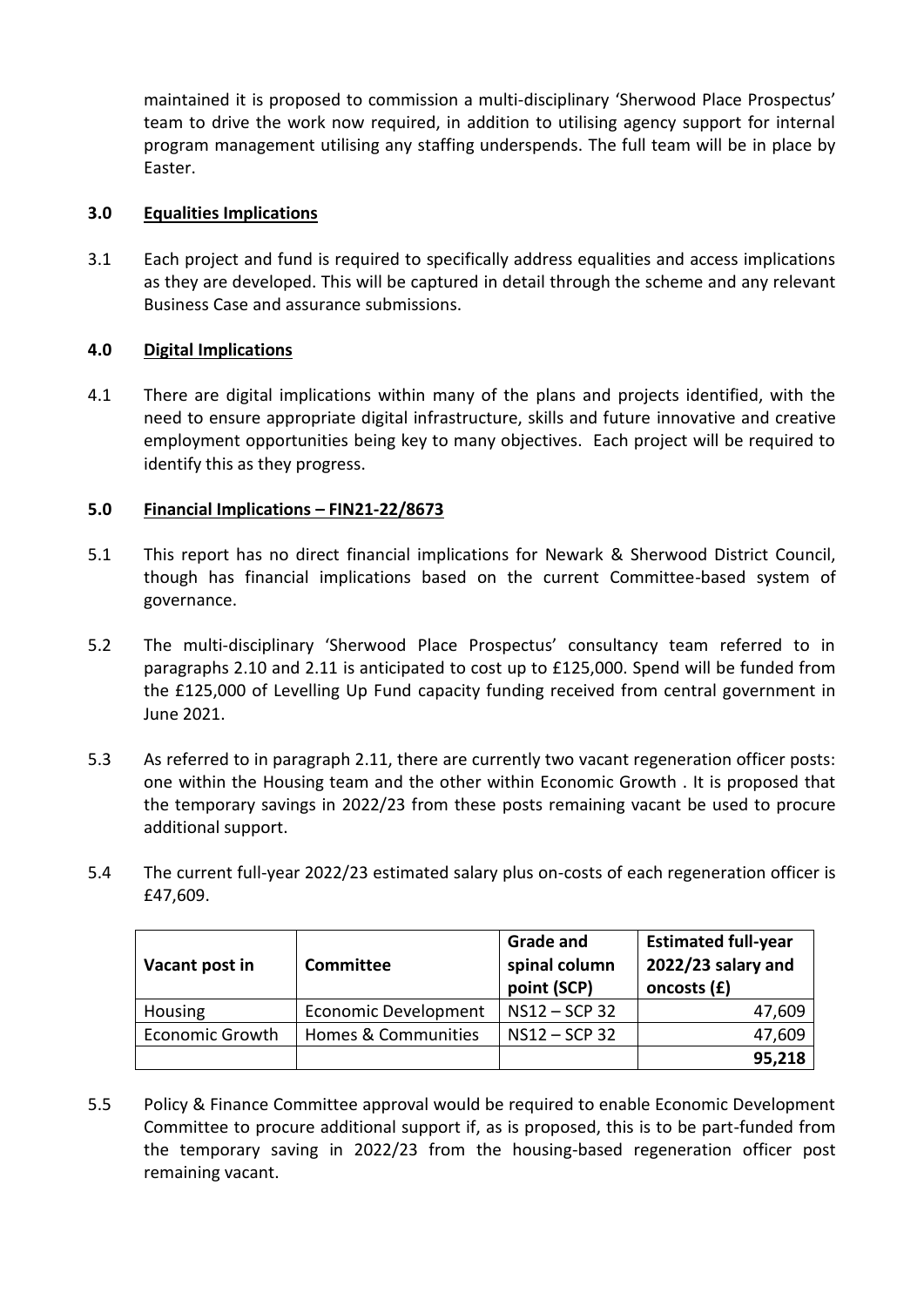maintained it is proposed to commission a multi-disciplinary 'Sherwood Place Prospectus' team to drive the work now required, in addition to utilising agency support for internal program management utilising any staffing underspends. The full team will be in place by Easter.

## 3.0 Equalities Implications

3.1 Each project and fund is required to specifically address equalities and access implications as they are developed. This will be captured in detail through the scheme and any relevant Business Case and assurance submissions.

## 4.0 Digital Implications

4.1 There are digital implications within many of the plans and projects identified, with the need to ensure appropriate digital infrastructure, skills and future innovative and creative employment opportunities being key to many objectives. Each project will be required to identify this as they progress.

## 5.0 Financial Implications – FIN21-22/8673

5.1 This report has no direct financial implications for Newark & Sherwood District Council, though has financial implications based on the current Committee-based system of governance.

5.2 The multi-disciplinary 'Sherwood Place Prospectus' consultancy team referred to in paragraphs 2.10 and 2.11 is anticipated to cost up to £125,000. Spend will be funded from the £125,000 of Levelling Up Fund capacity funding received from central government in June 2021.

5.3 As referred to in paragraph 2.11, there are currently two vacant regeneration officer posts: one within the Housing team and the other within Economic Growth . It is proposed that the temporary savings in 2022/23 from these posts remaining vacant be used to procure additional support.

5.4 The current full-year 2022/23 estimated salary plus on-costs of each regeneration officer is £47,609.

| Vacant post in | Committee | Grade and spinal column point (SCP) | Estimated full-year 2022/23 salary and oncosts (£) |
|---|---|---|---|
| Housing | Economic Development | NS12 – SCP 32 | 47,609 |
| Economic Growth | Homes & Communities | NS12 – SCP 32 | 47,609 |
| | | | **95,218** |

5.5 Policy & Finance Committee approval would be required to enable Economic Development Committee to procure additional support if, as is proposed, this is to be part-funded from the temporary saving in 2022/23 from the housing-based regeneration officer post remaining vacant.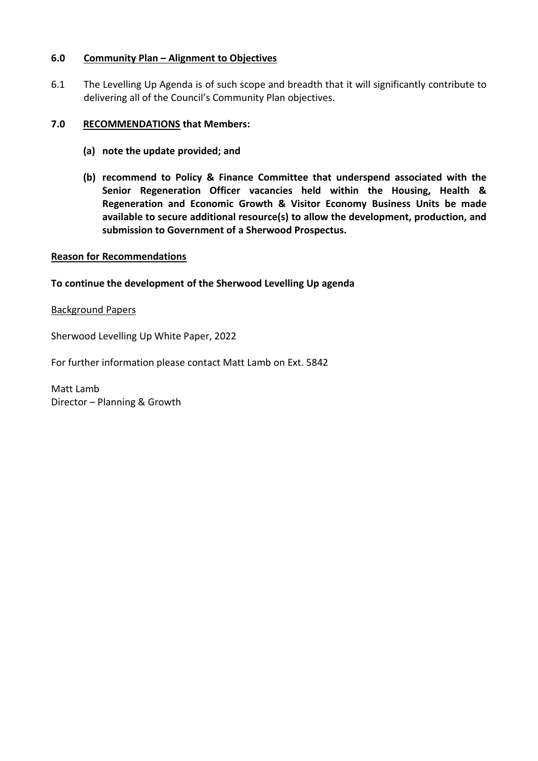## 6.0 Community Plan – Alignment to Objectives

6.1 The Levelling Up Agenda is of such scope and breadth that it will significantly contribute to delivering all of the Council's Community Plan objectives.

## 7.0 RECOMMENDATIONS that Members:

**(a) note the update provided; and**

**(b) recommend to Policy & Finance Committee that underspend associated with the Senior Regeneration Officer vacancies held within the Housing, Health & Regeneration and Economic Growth & Visitor Economy Business Units be made available to secure additional resource(s) to allow the development, production, and submission to Government of a Sherwood Prospectus.**

**Reason for Recommendations**

**To continue the development of the Sherwood Levelling Up agenda**

Background Papers

Sherwood Levelling Up White Paper, 2022

For further information please contact Matt Lamb on Ext. 5842

Matt Lamb
Director – Planning & Growth